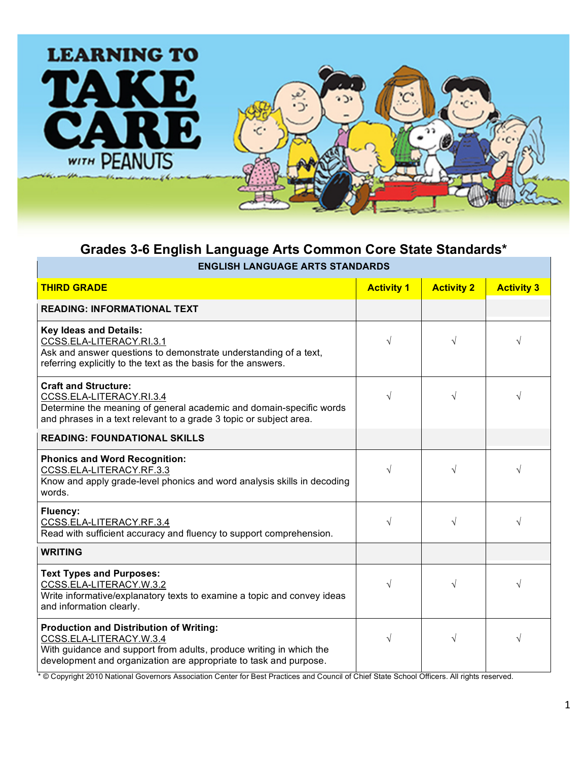# LEARNING TO TAKE CARE WITH PEANUTS

## Grades 3-6 English Language Arts Common Core State Standards*

| ENGLISH LANGUAGE ARTS STANDARDS | | | |
|---|---|---|---|
| **THIRD GRADE** | **Activity 1** | **Activity 2** | **Activity 3** |
| **READING: INFORMATIONAL TEXT** | | | |
| **Key Ideas and Details:** CCSS.ELA-LITERACY.RI.3.1 Ask and answer questions to demonstrate understanding of a text, referring explicitly to the text as the basis for the answers. | √ | √ | √ |
| **Craft and Structure:** CCSS.ELA-LITERACY.RI.3.4 Determine the meaning of general academic and domain-specific words and phrases in a text relevant to a grade 3 topic or subject area. | √ | √ | √ |
| **READING: FOUNDATIONAL SKILLS** | | | |
| **Phonics and Word Recognition:** CCSS.ELA-LITERACY.RF.3.3 Know and apply grade-level phonics and word analysis skills in decoding words. | √ | √ | √ |
| **Fluency:** CCSS.ELA-LITERACY.RF.3.4 Read with sufficient accuracy and fluency to support comprehension. | √ | √ | √ |
| **WRITING** | | | |
| **Text Types and Purposes:** CCSS.ELA-LITERACY.W.3.2 Write informative/explanatory texts to examine a topic and convey ideas and information clearly. | √ | √ | √ |
| **Production and Distribution of Writing:** CCSS.ELA-LITERACY.W.3.4 With guidance and support from adults, produce writing in which the development and organization are appropriate to task and purpose. | √ | √ | √ |

* © Copyright 2010 National Governors Association Center for Best Practices and Council of Chief State School Officers. All rights reserved.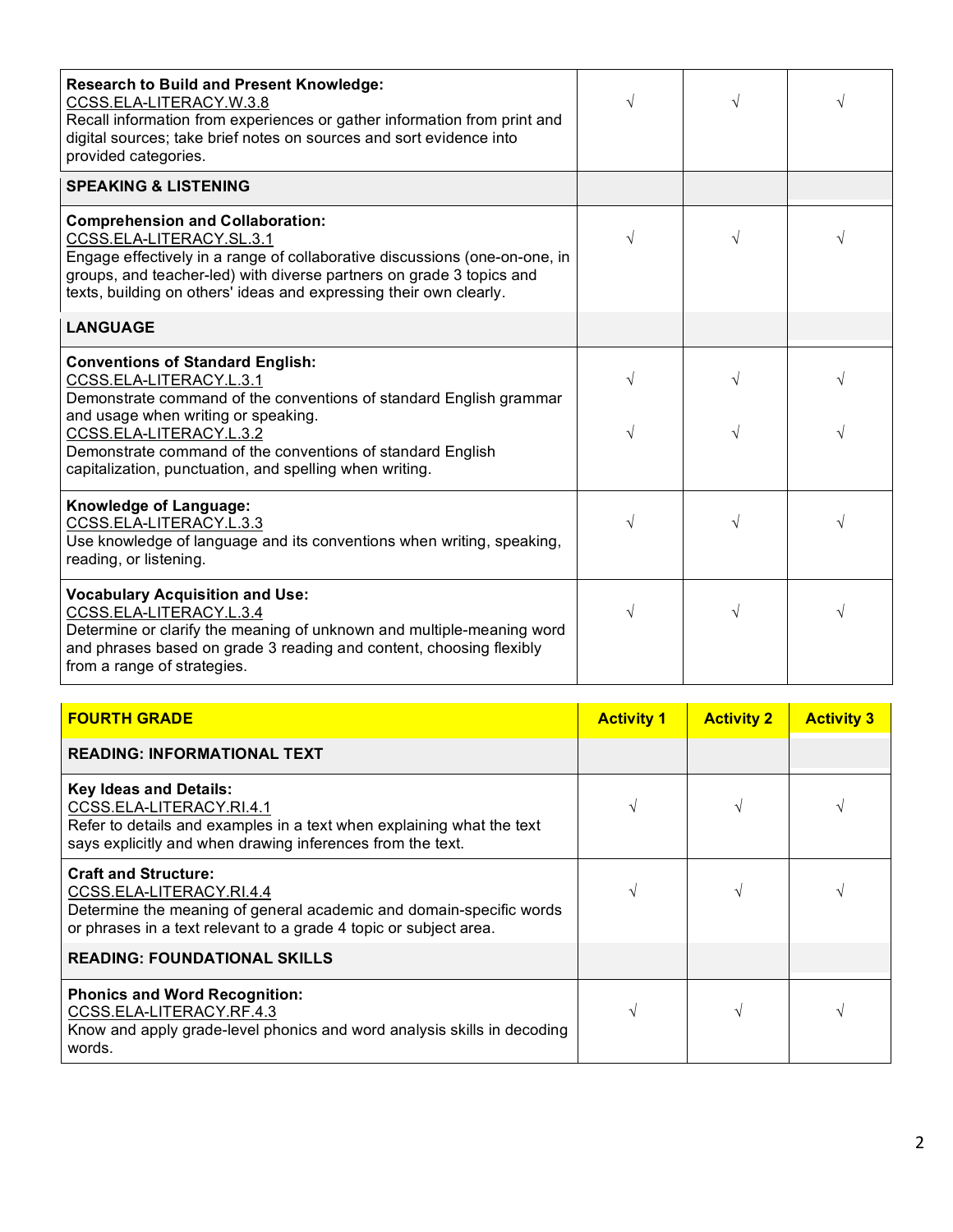| | | | |
|---|---|---|---|
| **Research to Build and Present Knowledge:**<br>CCSS.ELA-LITERACY.W.3.8<br>Recall information from experiences or gather information from print and digital sources; take brief notes on sources and sort evidence into provided categories. | √ | √ | √ |
| **SPEAKING & LISTENING** | | | |
| **Comprehension and Collaboration:**<br>CCSS.ELA-LITERACY.SL.3.1<br>Engage effectively in a range of collaborative discussions (one-on-one, in groups, and teacher-led) with diverse partners on grade 3 topics and texts, building on others' ideas and expressing their own clearly. | √ | √ | √ |
| **LANGUAGE** | | | |
| **Conventions of Standard English:**<br>CCSS.ELA-LITERACY.L.3.1<br>Demonstrate command of the conventions of standard English grammar and usage when writing or speaking.<br>CCSS.ELA-LITERACY.L.3.2<br>Demonstrate command of the conventions of standard English capitalization, punctuation, and spelling when writing. | √<br><br>√ | √<br><br>√ | √<br><br>√ |
| **Knowledge of Language:**<br>CCSS.ELA-LITERACY.L.3.3<br>Use knowledge of language and its conventions when writing, speaking, reading, or listening. | √ | √ | √ |
| **Vocabulary Acquisition and Use:**<br>CCSS.ELA-LITERACY.L.3.4<br>Determine or clarify the meaning of unknown and multiple-meaning word and phrases based on grade 3 reading and content, choosing flexibly from a range of strategies. | √ | √ | √ |

| **FOURTH GRADE** | **Activity 1** | **Activity 2** | **Activity 3** |
|---|---|---|---|
| **READING: INFORMATIONAL TEXT** | | | |
| **Key Ideas and Details:**<br>CCSS.ELA-LITERACY.RI.4.1<br>Refer to details and examples in a text when explaining what the text says explicitly and when drawing inferences from the text. | √ | √ | √ |
| **Craft and Structure:**<br>CCSS.ELA-LITERACY.RI.4.4<br>Determine the meaning of general academic and domain-specific words or phrases in a text relevant to a grade 4 topic or subject area. | √ | √ | √ |
| **READING: FOUNDATIONAL SKILLS** | | | |
| **Phonics and Word Recognition:**<br>CCSS.ELA-LITERACY.RF.4.3<br>Know and apply grade-level phonics and word analysis skills in decoding words. | √ | √ | √ |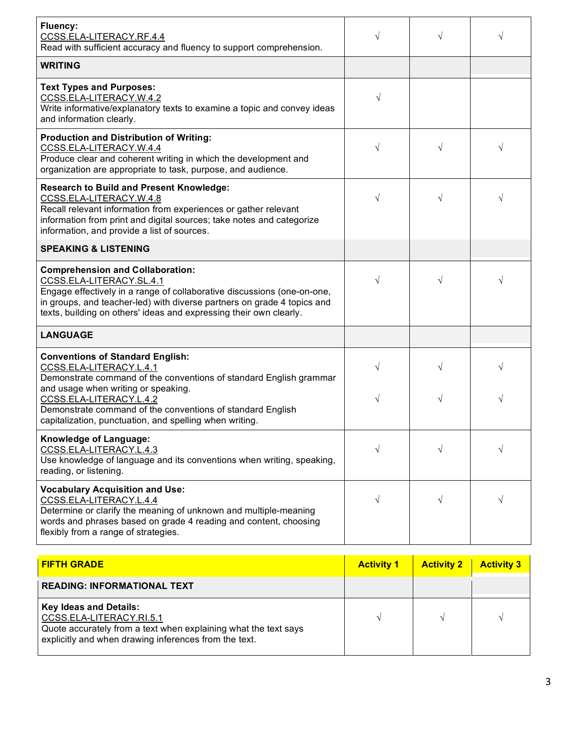| | | | |
|---|---|---|---|
| **Fluency:**<br>CCSS.ELA-LITERACY.RF.4.4<br>Read with sufficient accuracy and fluency to support comprehension. | √ | √ | √ |
| **WRITING** | | | |
| **Text Types and Purposes:**<br>CCSS.ELA-LITERACY.W.4.2<br>Write informative/explanatory texts to examine a topic and convey ideas and information clearly. | √ | | |
| **Production and Distribution of Writing:**<br>CCSS.ELA-LITERACY.W.4.4<br>Produce clear and coherent writing in which the development and organization are appropriate to task, purpose, and audience. | √ | √ | √ |
| **Research to Build and Present Knowledge:**<br>CCSS.ELA-LITERACY.W.4.8<br>Recall relevant information from experiences or gather relevant information from print and digital sources; take notes and categorize information, and provide a list of sources. | √ | √ | √ |
| **SPEAKING & LISTENING** | | | |
| **Comprehension and Collaboration:**<br>CCSS.ELA-LITERACY.SL.4.1<br>Engage effectively in a range of collaborative discussions (one-on-one, in groups, and teacher-led) with diverse partners on grade 4 topics and texts, building on others' ideas and expressing their own clearly. | √ | √ | √ |
| **LANGUAGE** | | | |
| **Conventions of Standard English:**<br>CCSS.ELA-LITERACY.L.4.1<br>Demonstrate command of the conventions of standard English grammar and usage when writing or speaking.<br>CCSS.ELA-LITERACY.L.4.2<br>Demonstrate command of the conventions of standard English capitalization, punctuation, and spelling when writing. | √<br><br>√ | √<br><br>√ | √<br><br>√ |
| **Knowledge of Language:**<br>CCSS.ELA-LITERACY.L.4.3<br>Use knowledge of language and its conventions when writing, speaking, reading, or listening. | √ | √ | √ |
| **Vocabulary Acquisition and Use:**<br>CCSS.ELA-LITERACY.L.4.4<br>Determine or clarify the meaning of unknown and multiple-meaning words and phrases based on grade 4 reading and content, choosing flexibly from a range of strategies. | √ | √ | √ |

| **FIFTH GRADE** | **Activity 1** | **Activity 2** | **Activity 3** |
|---|---|---|---|
| **READING: INFORMATIONAL TEXT** | | | |
| **Key Ideas and Details:**<br>CCSS.ELA-LITERACY.RI.5.1<br>Quote accurately from a text when explaining what the text says explicitly and when drawing inferences from the text. | √ | √ | √ |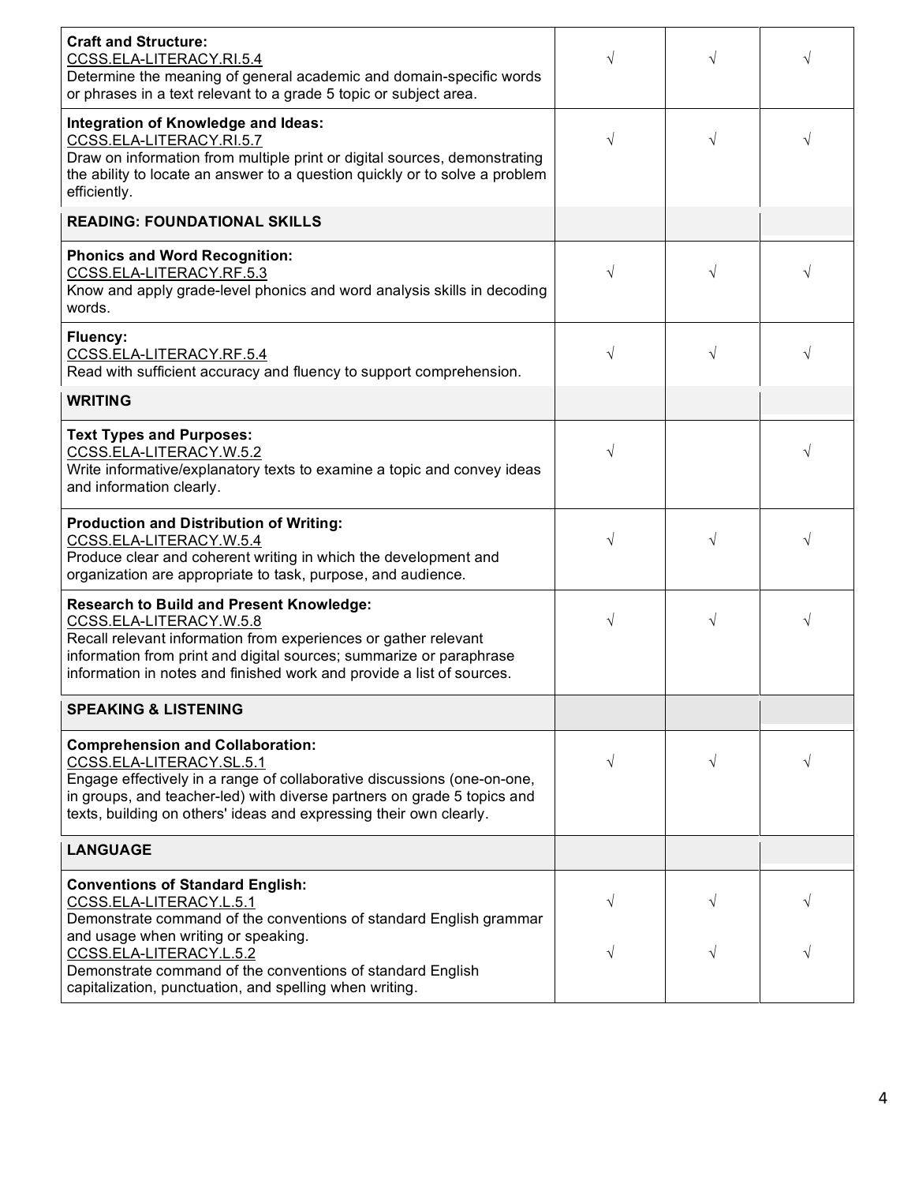| | | | |
|---|---|---|---|
| **Craft and Structure:**<br>CCSS.ELA-LITERACY.RI.5.4<br>Determine the meaning of general academic and domain-specific words or phrases in a text relevant to a grade 5 topic or subject area. | √ | √ | √ |
| **Integration of Knowledge and Ideas:**<br>CCSS.ELA-LITERACY.RI.5.7<br>Draw on information from multiple print or digital sources, demonstrating the ability to locate an answer to a question quickly or to solve a problem efficiently. | √ | √ | √ |
| **READING: FOUNDATIONAL SKILLS** | | | |
| **Phonics and Word Recognition:**<br>CCSS.ELA-LITERACY.RF.5.3<br>Know and apply grade-level phonics and word analysis skills in decoding words. | √ | √ | √ |
| **Fluency:**<br>CCSS.ELA-LITERACY.RF.5.4<br>Read with sufficient accuracy and fluency to support comprehension. | √ | √ | √ |
| **WRITING** | | | |
| **Text Types and Purposes:**<br>CCSS.ELA-LITERACY.W.5.2<br>Write informative/explanatory texts to examine a topic and convey ideas and information clearly. | √ | | √ |
| **Production and Distribution of Writing:**<br>CCSS.ELA-LITERACY.W.5.4<br>Produce clear and coherent writing in which the development and organization are appropriate to task, purpose, and audience. | √ | √ | √ |
| **Research to Build and Present Knowledge:**<br>CCSS.ELA-LITERACY.W.5.8<br>Recall relevant information from experiences or gather relevant information from print and digital sources; summarize or paraphrase information in notes and finished work and provide a list of sources. | √ | √ | √ |
| **SPEAKING & LISTENING** | | | |
| **Comprehension and Collaboration:**<br>CCSS.ELA-LITERACY.SL.5.1<br>Engage effectively in a range of collaborative discussions (one-on-one, in groups, and teacher-led) with diverse partners on grade 5 topics and texts, building on others' ideas and expressing their own clearly. | √ | √ | √ |
| **LANGUAGE** | | | |
| **Conventions of Standard English:**<br>CCSS.ELA-LITERACY.L.5.1<br>Demonstrate command of the conventions of standard English grammar and usage when writing or speaking. | √ | √ | √ |
| CCSS.ELA-LITERACY.L.5.2<br>Demonstrate command of the conventions of standard English capitalization, punctuation, and spelling when writing. | √ | √ | √ |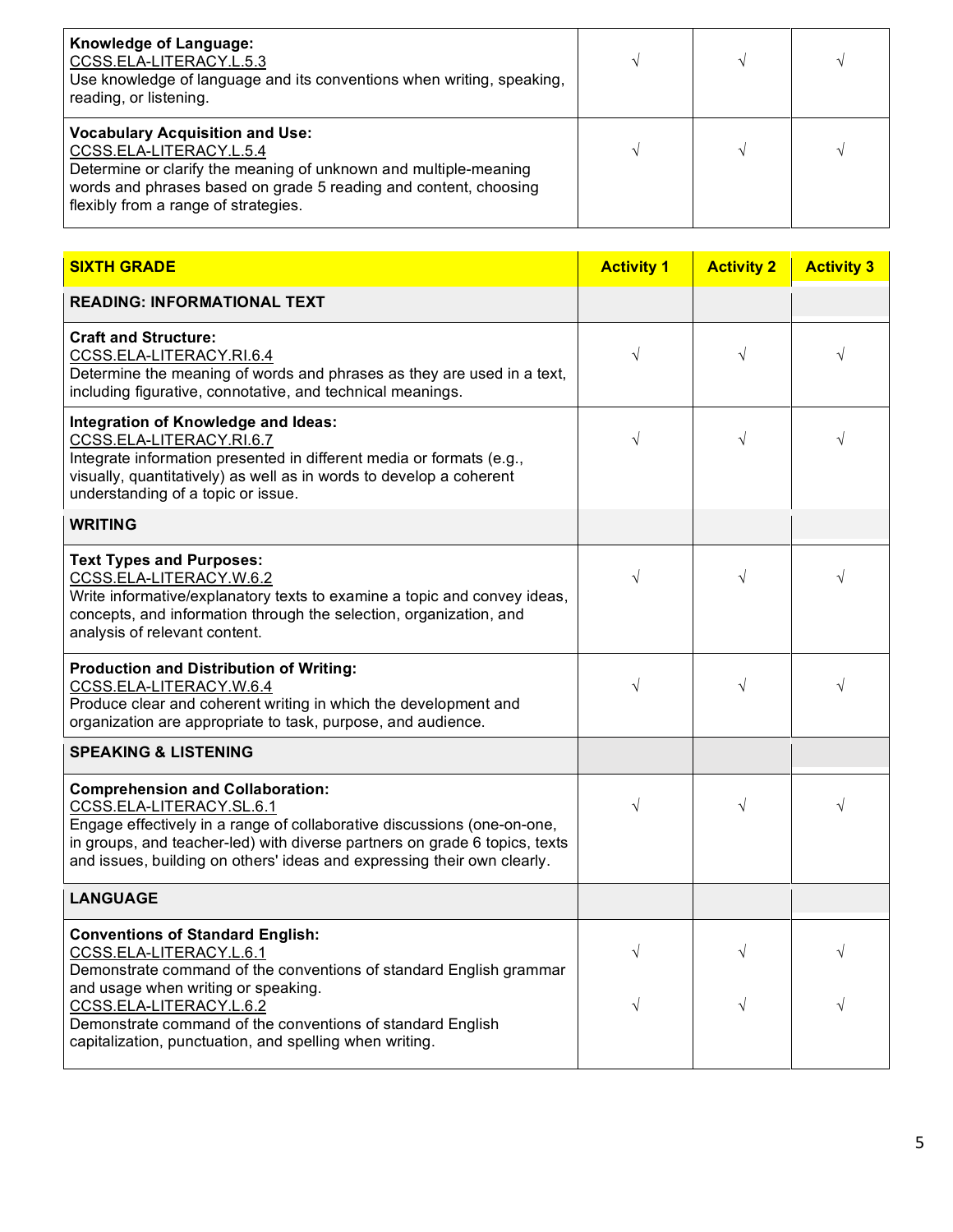| | | | |
|---|---|---|---|
| **Knowledge of Language:** CCSS.ELA-LITERACY.L.5.3 Use knowledge of language and its conventions when writing, speaking, reading, or listening. | √ | √ | √ |
| **Vocabulary Acquisition and Use:** CCSS.ELA-LITERACY.L.5.4 Determine or clarify the meaning of unknown and multiple-meaning words and phrases based on grade 5 reading and content, choosing flexibly from a range of strategies. | √ | √ | √ |

| **SIXTH GRADE** | **Activity 1** | **Activity 2** | **Activity 3** |
|---|---|---|---|
| **READING: INFORMATIONAL TEXT** | | | |
| **Craft and Structure:** CCSS.ELA-LITERACY.RI.6.4 Determine the meaning of words and phrases as they are used in a text, including figurative, connotative, and technical meanings. | √ | √ | √ |
| **Integration of Knowledge and Ideas:** CCSS.ELA-LITERACY.RI.6.7 Integrate information presented in different media or formats (e.g., visually, quantitatively) as well as in words to develop a coherent understanding of a topic or issue. | √ | √ | √ |
| **WRITING** | | | |
| **Text Types and Purposes:** CCSS.ELA-LITERACY.W.6.2 Write informative/explanatory texts to examine a topic and convey ideas, concepts, and information through the selection, organization, and analysis of relevant content. | √ | √ | √ |
| **Production and Distribution of Writing:** CCSS.ELA-LITERACY.W.6.4 Produce clear and coherent writing in which the development and organization are appropriate to task, purpose, and audience. | √ | √ | √ |
| **SPEAKING & LISTENING** | | | |
| **Comprehension and Collaboration:** CCSS.ELA-LITERACY.SL.6.1 Engage effectively in a range of collaborative discussions (one-on-one, in groups, and teacher-led) with diverse partners on grade 6 topics, texts and issues, building on others' ideas and expressing their own clearly. | √ | √ | √ |
| **LANGUAGE** | | | |
| **Conventions of Standard English:** CCSS.ELA-LITERACY.L.6.1 Demonstrate command of the conventions of standard English grammar and usage when writing or speaking. | √ | √ | √ |
| CCSS.ELA-LITERACY.L.6.2 Demonstrate command of the conventions of standard English capitalization, punctuation, and spelling when writing. | √ | √ | √ |